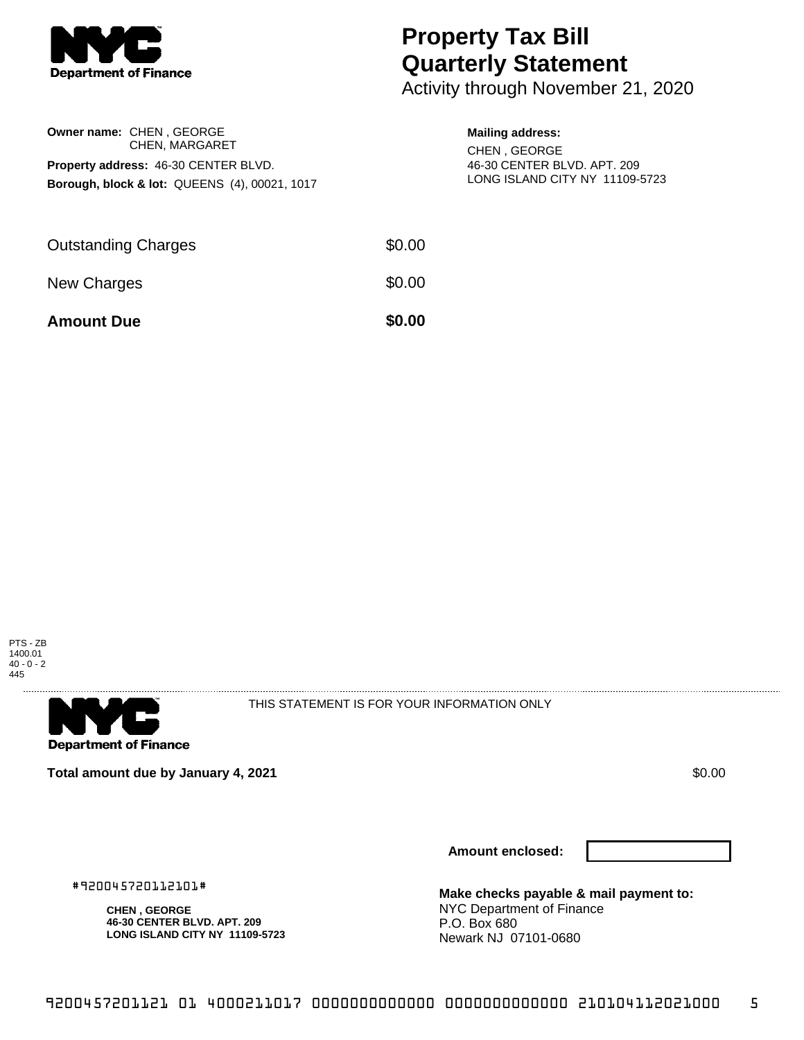NYC Department of Finance

# Property Tax Bill Quarterly Statement

Activity through November 21, 2020

**Owner name:** CHEN , GEORGE
CHEN, MARGARET

**Property address:** 46-30 CENTER BLVD.

**Borough, block & lot:** QUEENS (4), 00021, 1017

**Mailing address:**
CHEN , GEORGE
46-30 CENTER BLVD. APT. 209
LONG ISLAND CITY NY 11109-5723

| | |
|---|---|
| Outstanding Charges | $0.00 |
| New Charges | $0.00 |
| **Amount Due** | **$0.00** |

PTS - ZB
1400.01
40 - 0 - 2
445

---

NYC Department of Finance

THIS STATEMENT IS FOR YOUR INFORMATION ONLY

**Total amount due by January 4, 2021** $0.00

**Amount enclosed:**

#920045720112101#

**CHEN , GEORGE**
**46-30 CENTER BLVD. APT. 209**
**LONG ISLAND CITY NY 11109-5723**

**Make checks payable & mail payment to:**
NYC Department of Finance
P.O. Box 680
Newark NJ 07101-0680

9200457201121 01 4000211017 0000000000000 0000000000000 210104112021000 5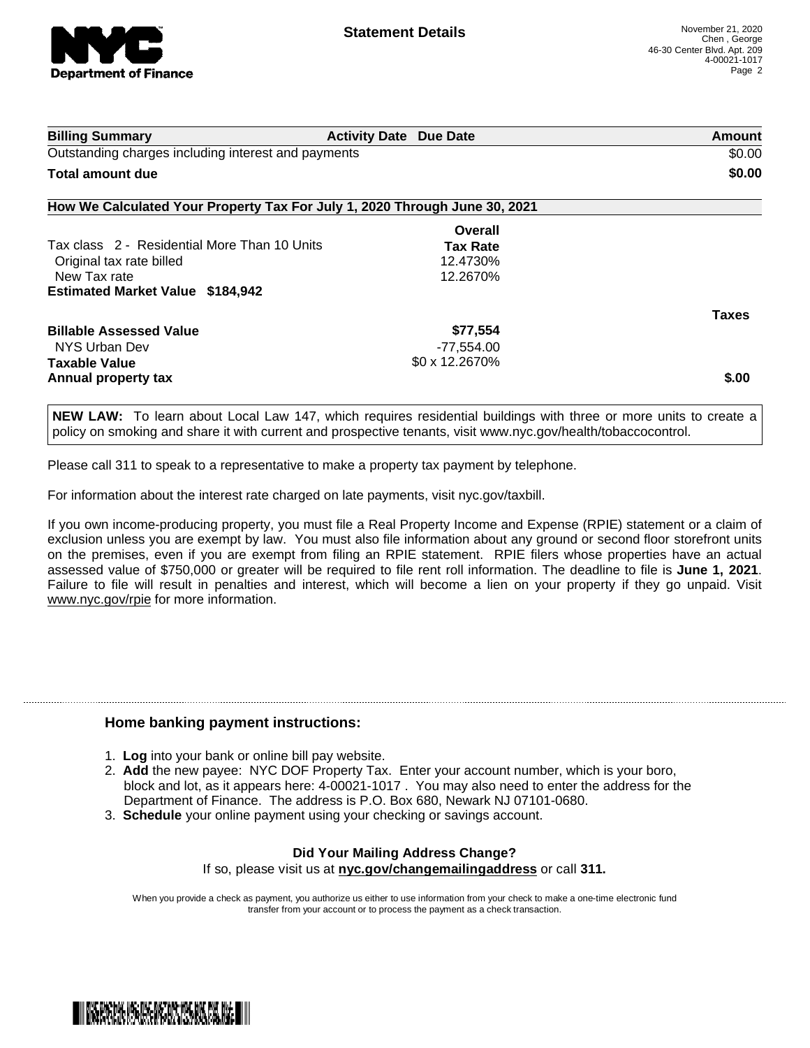**Statement Details**

November 21, 2020
Chen , George
46-30 Center Blvd. Apt. 209
4-00021-1017

| Billing Summary | Activity Date | Due Date | Amount |
|---|---|---|---|
| Outstanding charges including interest and payments | | | $0.00 |
| **Total amount due** | | | **$0.00** |

**How We Calculated Your Property Tax For July 1, 2020 Through June 30, 2021**

| | Overall Tax Rate | Taxes |
|---|---|---|
| Tax class 2 - Residential More Than 10 Units | | |
| Original tax rate billed | 12.4730% | |
| New Tax rate | 12.2670% | |
| **Estimated Market Value $184,942** | | |
| **Billable Assessed Value** | **$77,554** | |
| NYS Urban Dev | -77,554.00 | |
| **Taxable Value** | $0 x 12.2670% | |
| **Annual property tax** | | **$.00** |

**NEW LAW:** To learn about Local Law 147, which requires residential buildings with three or more units to create a policy on smoking and share it with current and prospective tenants, visit www.nyc.gov/health/tobaccocontrol.

Please call 311 to speak to a representative to make a property tax payment by telephone.

For information about the interest rate charged on late payments, visit nyc.gov/taxbill.

If you own income-producing property, you must file a Real Property Income and Expense (RPIE) statement or a claim of exclusion unless you are exempt by law. You must also file information about any ground or second floor storefront units on the premises, even if you are exempt from filing an RPIE statement. RPIE filers whose properties have an actual assessed value of $750,000 or greater will be required to file rent roll information. The deadline to file is **June 1, 2021**. Failure to file will result in penalties and interest, which will become a lien on your property if they go unpaid. Visit www.nyc.gov/rpie for more information.

### Home banking payment instructions:

1. **Log** into your bank or online bill pay website.
2. **Add** the new payee: NYC DOF Property Tax. Enter your account number, which is your boro, block and lot, as it appears here: 4-00021-1017 . You may also need to enter the address for the Department of Finance. The address is P.O. Box 680, Newark NJ 07101-0680.
3. **Schedule** your online payment using your checking or savings account.

**Did Your Mailing Address Change?**

If so, please visit us at **nyc.gov/changemailingaddress** or call **311.**

When you provide a check as payment, you authorize us either to use information from your check to make a one-time electronic fund transfer from your account or to process the payment as a check transaction.